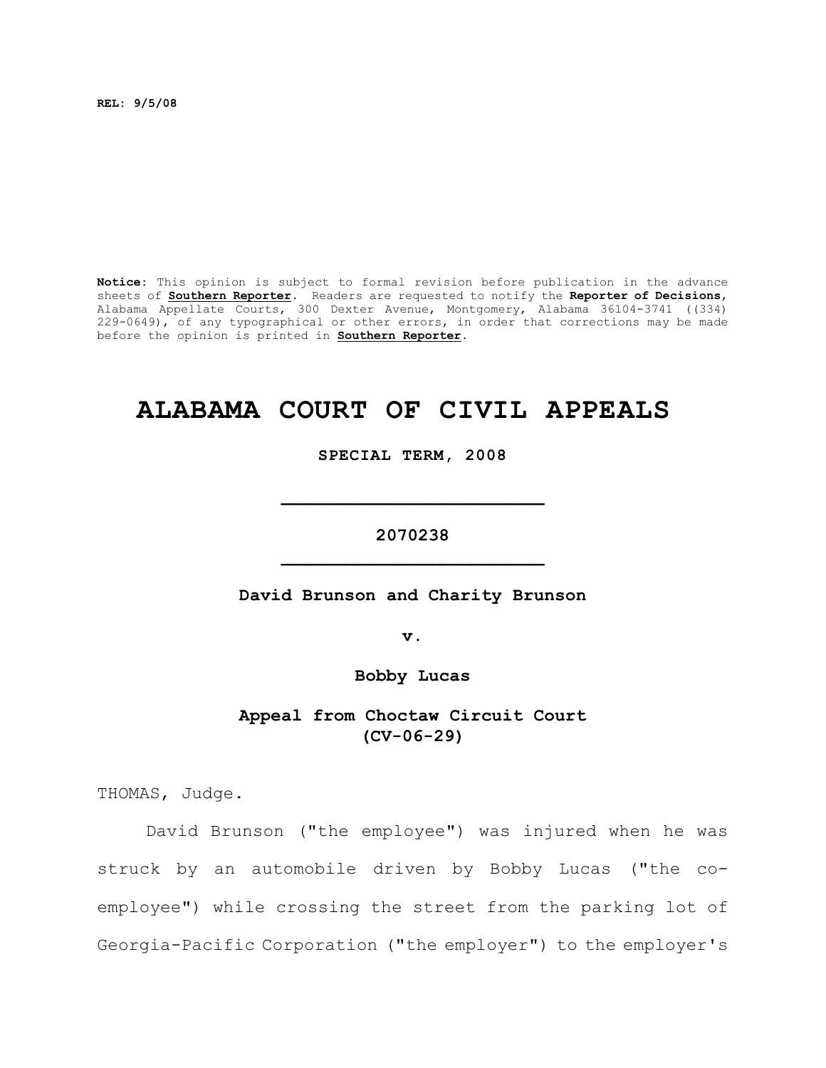REL: 9/5/08

**Notice**: This opinion is subject to formal revision before publication in the advance sheets of **Southern Reporter**. Readers are requested to notify the **Reporter of Decisions**, Alabama Appellate Courts, 300 Dexter Avenue, Montgomery, Alabama 36104-3741 ((334) 229-0649), of any typographical or other errors, in order that corrections may be made before the opinion is printed in **Southern Reporter**.

# ALABAMA COURT OF CIVIL APPEALS

**SPECIAL TERM, 2008**

---

**2070238**

---

**David Brunson and Charity Brunson**

**v.**

**Bobby Lucas**

**Appeal from Choctaw Circuit Court (CV-06-29)**

THOMAS, Judge.

David Brunson ("the employee") was injured when he was struck by an automobile driven by Bobby Lucas ("the co-employee") while crossing the street from the parking lot of Georgia-Pacific Corporation ("the employer") to the employer's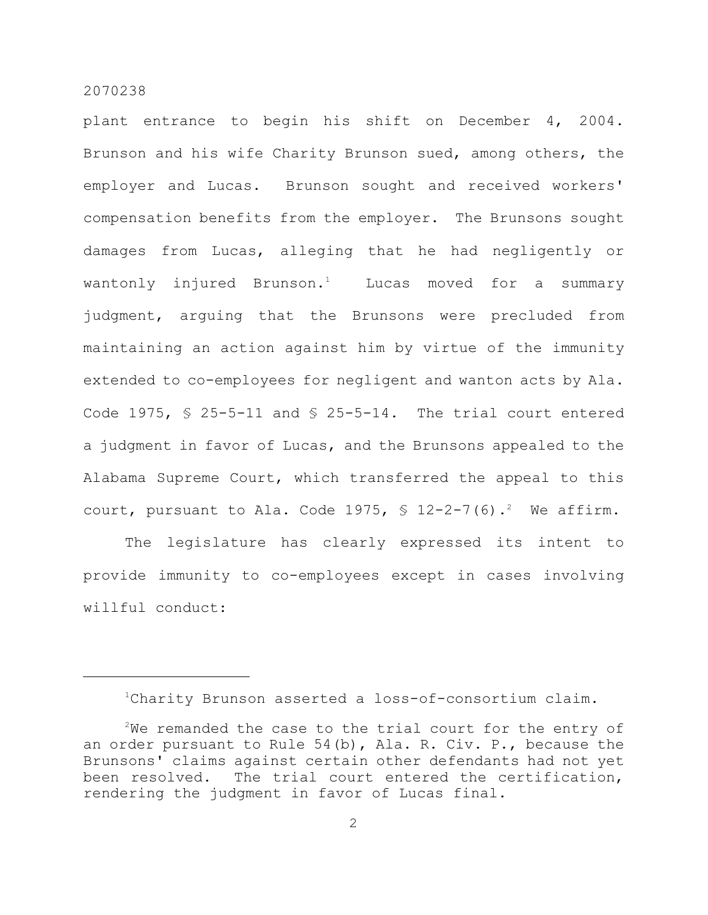plant entrance to begin his shift on December 4, 2004. Brunson and his wife Charity Brunson sued, among others, the employer and Lucas. Brunson sought and received workers' compensation benefits from the employer. The Brunsons sought damages from Lucas, alleging that he had negligently or wantonly injured Brunson.[1] Lucas moved for a summary judgment, arguing that the Brunsons were precluded from maintaining an action against him by virtue of the immunity extended to co-employees for negligent and wanton acts by Ala. Code 1975, § 25-5-11 and § 25-5-14. The trial court entered a judgment in favor of Lucas, and the Brunsons appealed to the Alabama Supreme Court, which transferred the appeal to this court, pursuant to Ala. Code 1975, § 12-2-7(6).[2] We affirm.

The legislature has clearly expressed its intent to provide immunity to co-employees except in cases involving willful conduct:

---

[1] Charity Brunson asserted a loss-of-consortium claim.

[2] We remanded the case to the trial court for the entry of an order pursuant to Rule 54(b), Ala. R. Civ. P., because the Brunsons' claims against certain other defendants had not yet been resolved. The trial court entered the certification, rendering the judgment in favor of Lucas final.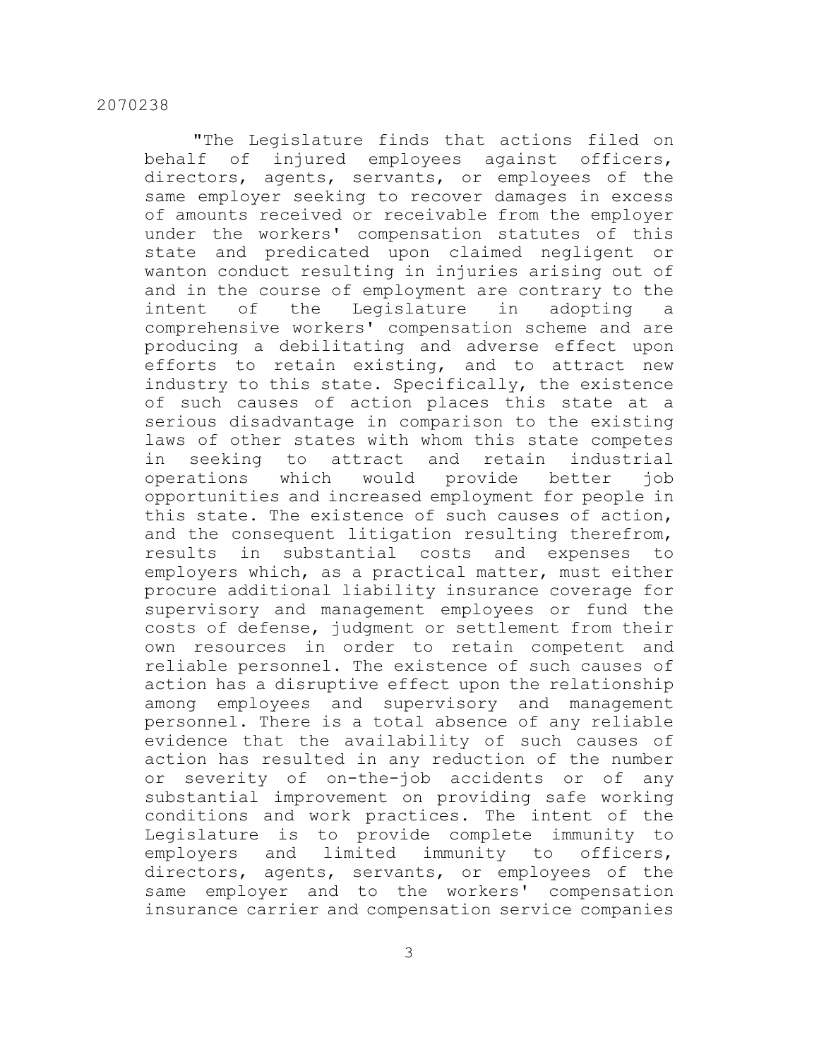"The Legislature finds that actions filed on behalf of injured employees against officers, directors, agents, servants, or employees of the same employer seeking to recover damages in excess of amounts received or receivable from the employer under the workers' compensation statutes of this state and predicated upon claimed negligent or wanton conduct resulting in injuries arising out of and in the course of employment are contrary to the intent of the Legislature in adopting a comprehensive workers' compensation scheme and are producing a debilitating and adverse effect upon efforts to retain existing, and to attract new industry to this state. Specifically, the existence of such causes of action places this state at a serious disadvantage in comparison to the existing laws of other states with whom this state competes in seeking to attract and retain industrial operations which would provide better job opportunities and increased employment for people in this state. The existence of such causes of action, and the consequent litigation resulting therefrom, results in substantial costs and expenses to employers which, as a practical matter, must either procure additional liability insurance coverage for supervisory and management employees or fund the costs of defense, judgment or settlement from their own resources in order to retain competent and reliable personnel. The existence of such causes of action has a disruptive effect upon the relationship among employees and supervisory and management personnel. There is a total absence of any reliable evidence that the availability of such causes of action has resulted in any reduction of the number or severity of on-the-job accidents or of any substantial improvement on providing safe working conditions and work practices. The intent of the Legislature is to provide complete immunity to employers and limited immunity to officers, directors, agents, servants, or employees of the same employer and to the workers' compensation insurance carrier and compensation service companies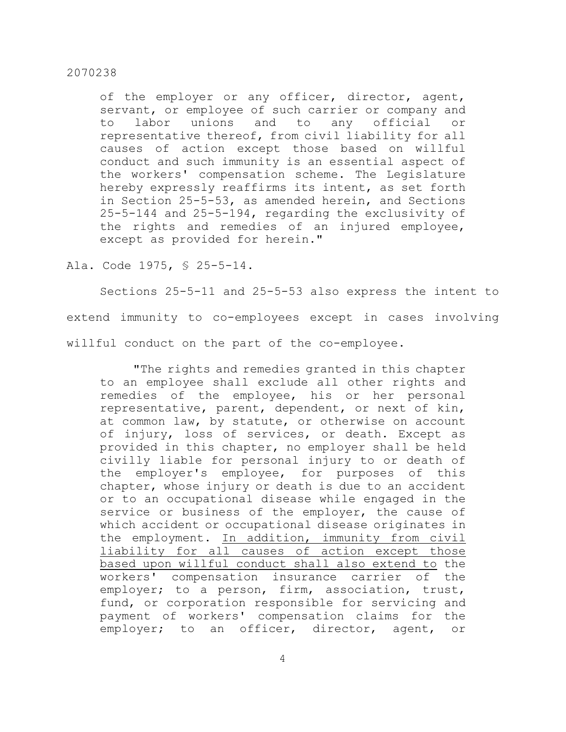> of the employer or any officer, director, agent, servant, or employee of such carrier or company and to labor unions and to any official or representative thereof, from civil liability for all causes of action except those based on willful conduct and such immunity is an essential aspect of the workers' compensation scheme. The Legislature hereby expressly reaffirms its intent, as set forth in Section 25-5-53, as amended herein, and Sections 25-5-144 and 25-5-194, regarding the exclusivity of the rights and remedies of an injured employee, except as provided for herein."

Ala. Code 1975, § 25-5-14.

Sections 25-5-11 and 25-5-53 also express the intent to extend immunity to co-employees except in cases involving willful conduct on the part of the co-employee.

> "The rights and remedies granted in this chapter to an employee shall exclude all other rights and remedies of the employee, his or her personal representative, parent, dependent, or next of kin, at common law, by statute, or otherwise on account of injury, loss of services, or death. Except as provided in this chapter, no employer shall be held civilly liable for personal injury to or death of the employer's employee, for purposes of this chapter, whose injury or death is due to an accident or to an occupational disease while engaged in the service or business of the employer, the cause of which accident or occupational disease originates in the employment. <u>In addition, immunity from civil liability for all causes of action except those based upon willful conduct shall also extend to</u> the workers' compensation insurance carrier of the employer; to a person, firm, association, trust, fund, or corporation responsible for servicing and payment of workers' compensation claims for the employer; to an officer, director, agent, or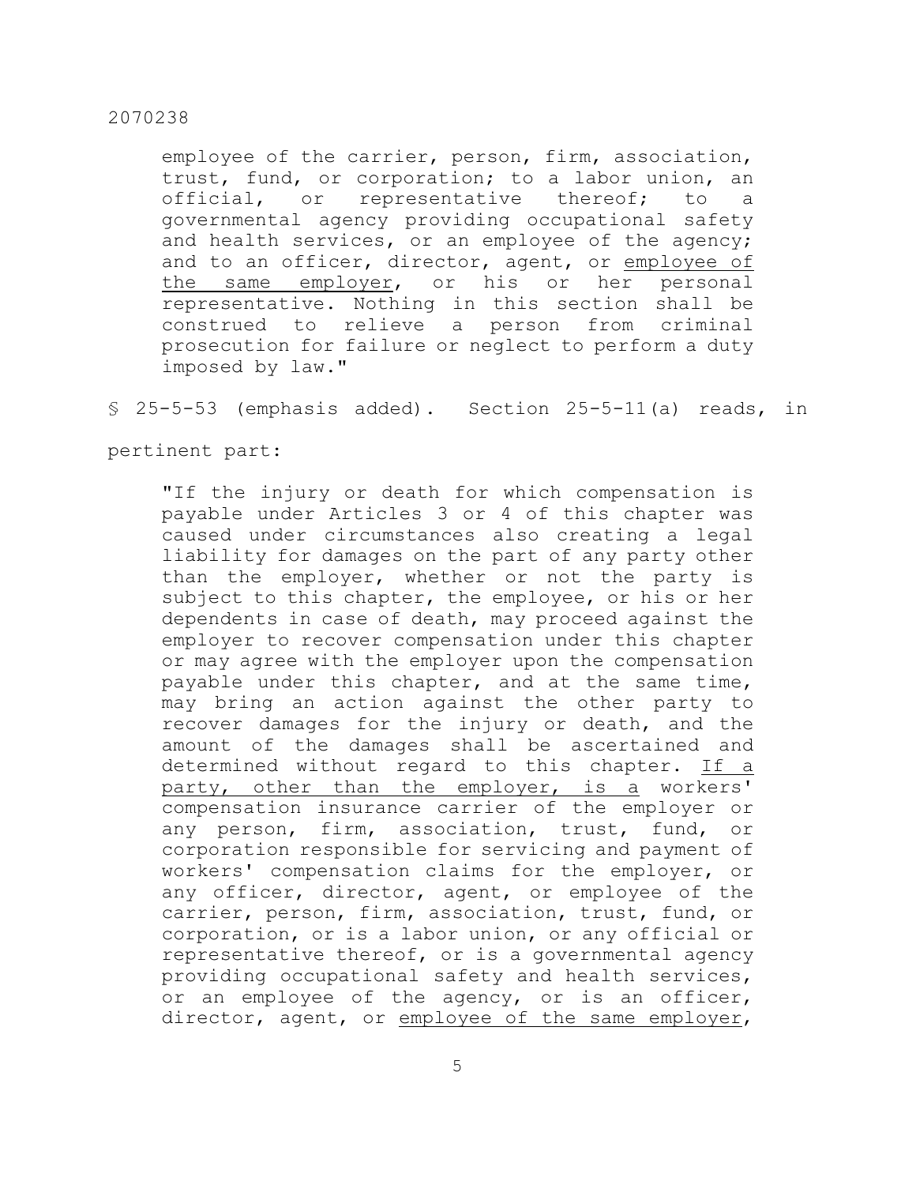employee of the carrier, person, firm, association, trust, fund, or corporation; to a labor union, an official, or representative thereof; to a governmental agency providing occupational safety and health services, or an employee of the agency; and to an officer, director, agent, or <u>employee of the same employer</u>, or his or her personal representative. Nothing in this section shall be construed to relieve a person from criminal prosecution for failure or neglect to perform a duty imposed by law."

§ 25-5-53 (emphasis added). Section 25-5-11(a) reads, in pertinent part:

> "If the injury or death for which compensation is payable under Articles 3 or 4 of this chapter was caused under circumstances also creating a legal liability for damages on the part of any party other than the employer, whether or not the party is subject to this chapter, the employee, or his or her dependents in case of death, may proceed against the employer to recover compensation under this chapter or may agree with the employer upon the compensation payable under this chapter, and at the same time, may bring an action against the other party to recover damages for the injury or death, and the amount of the damages shall be ascertained and determined without regard to this chapter. <u>If a party, other than the employer, is a</u> workers' compensation insurance carrier of the employer or any person, firm, association, trust, fund, or corporation responsible for servicing and payment of workers' compensation claims for the employer, or any officer, director, agent, or employee of the carrier, person, firm, association, trust, fund, or corporation, or is a labor union, or any official or representative thereof, or is a governmental agency providing occupational safety and health services, or an employee of the agency, or is an officer, director, agent, or <u>employee of the same employer</u>,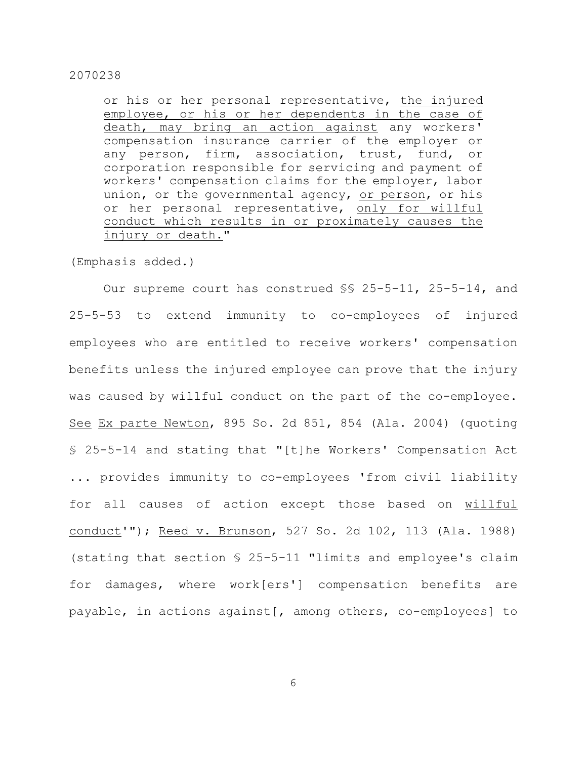> or his or her personal representative, <u>the injured employee, or his or her dependents in the case of death, may bring an action against</u> any workers' compensation insurance carrier of the employer or any person, firm, association, trust, fund, or corporation responsible for servicing and payment of workers' compensation claims for the employer, labor union, or the governmental agency, <u>or person</u>, or his or her personal representative, <u>only for willful conduct which results in or proximately causes the injury or death.</u>"

(Emphasis added.)

Our supreme court has construed §§ 25-5-11, 25-5-14, and 25-5-53 to extend immunity to co-employees of injured employees who are entitled to receive workers' compensation benefits unless the injured employee can prove that the injury was caused by willful conduct on the part of the co-employee. <u>See</u> <u>Ex parte Newton</u>, 895 So. 2d 851, 854 (Ala. 2004) (quoting § 25-5-14 and stating that "[t]he Workers' Compensation Act ... provides immunity to co-employees 'from civil liability for all causes of action except those based on <u>willful conduct</u>'"); <u>Reed v. Brunson</u>, 527 So. 2d 102, 113 (Ala. 1988) (stating that section § 25-5-11 "limits and employee's claim for damages, where work[ers'] compensation benefits are payable, in actions against[, among others, co-employees] to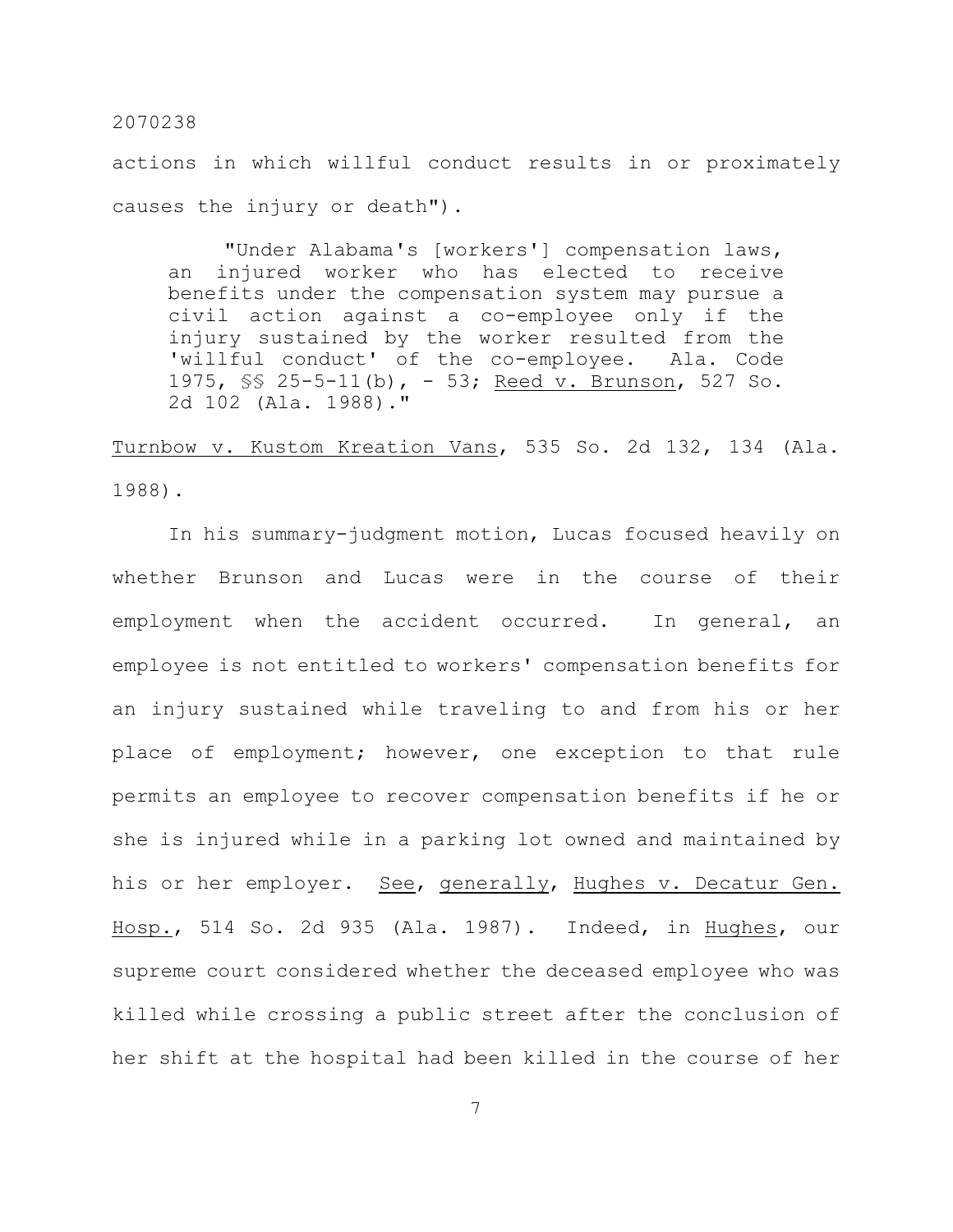actions in which willful conduct results in or proximately causes the injury or death").

> "Under Alabama's [workers'] compensation laws, an injured worker who has elected to receive benefits under the compensation system may pursue a civil action against a co-employee only if the injury sustained by the worker resulted from the 'willful conduct' of the co-employee. Ala. Code 1975, §§ 25-5-11(b), - 53; Reed v. Brunson, 527 So. 2d 102 (Ala. 1988)."

Turnbow v. Kustom Kreation Vans, 535 So. 2d 132, 134 (Ala. 1988).

In his summary-judgment motion, Lucas focused heavily on whether Brunson and Lucas were in the course of their employment when the accident occurred. In general, an employee is not entitled to workers' compensation benefits for an injury sustained while traveling to and from his or her place of employment; however, one exception to that rule permits an employee to recover compensation benefits if he or she is injured while in a parking lot owned and maintained by his or her employer. See, generally, Hughes v. Decatur Gen. Hosp., 514 So. 2d 935 (Ala. 1987). Indeed, in Hughes, our supreme court considered whether the deceased employee who was killed while crossing a public street after the conclusion of her shift at the hospital had been killed in the course of her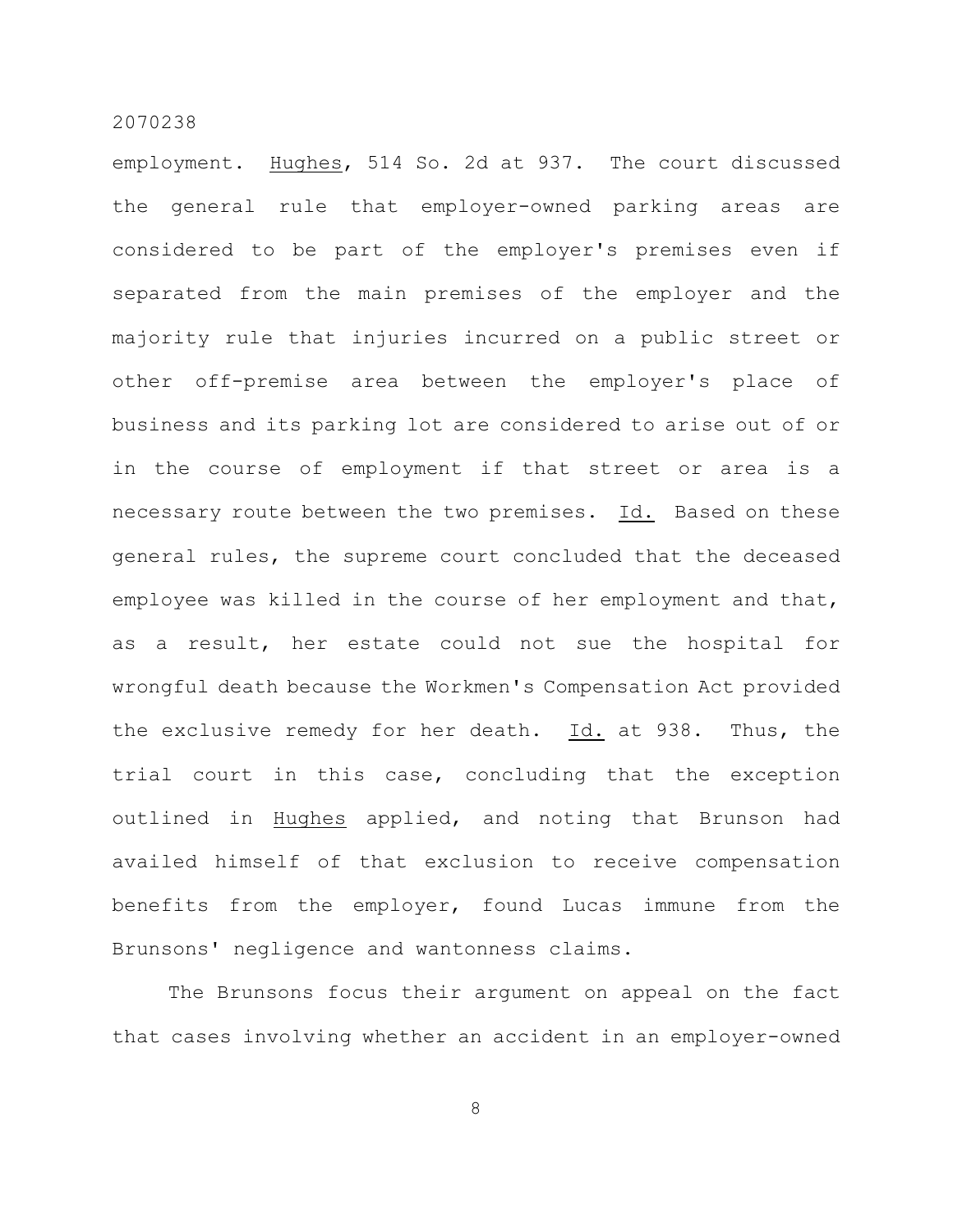employment. Hughes, 514 So. 2d at 937. The court discussed the general rule that employer-owned parking areas are considered to be part of the employer's premises even if separated from the main premises of the employer and the majority rule that injuries incurred on a public street or other off-premise area between the employer's place of business and its parking lot are considered to arise out of or in the course of employment if that street or area is a necessary route between the two premises. Id. Based on these general rules, the supreme court concluded that the deceased employee was killed in the course of her employment and that, as a result, her estate could not sue the hospital for wrongful death because the Workmen's Compensation Act provided the exclusive remedy for her death. Id. at 938. Thus, the trial court in this case, concluding that the exception outlined in Hughes applied, and noting that Brunson had availed himself of that exclusion to receive compensation benefits from the employer, found Lucas immune from the Brunsons' negligence and wantonness claims.

The Brunsons focus their argument on appeal on the fact that cases involving whether an accident in an employer-owned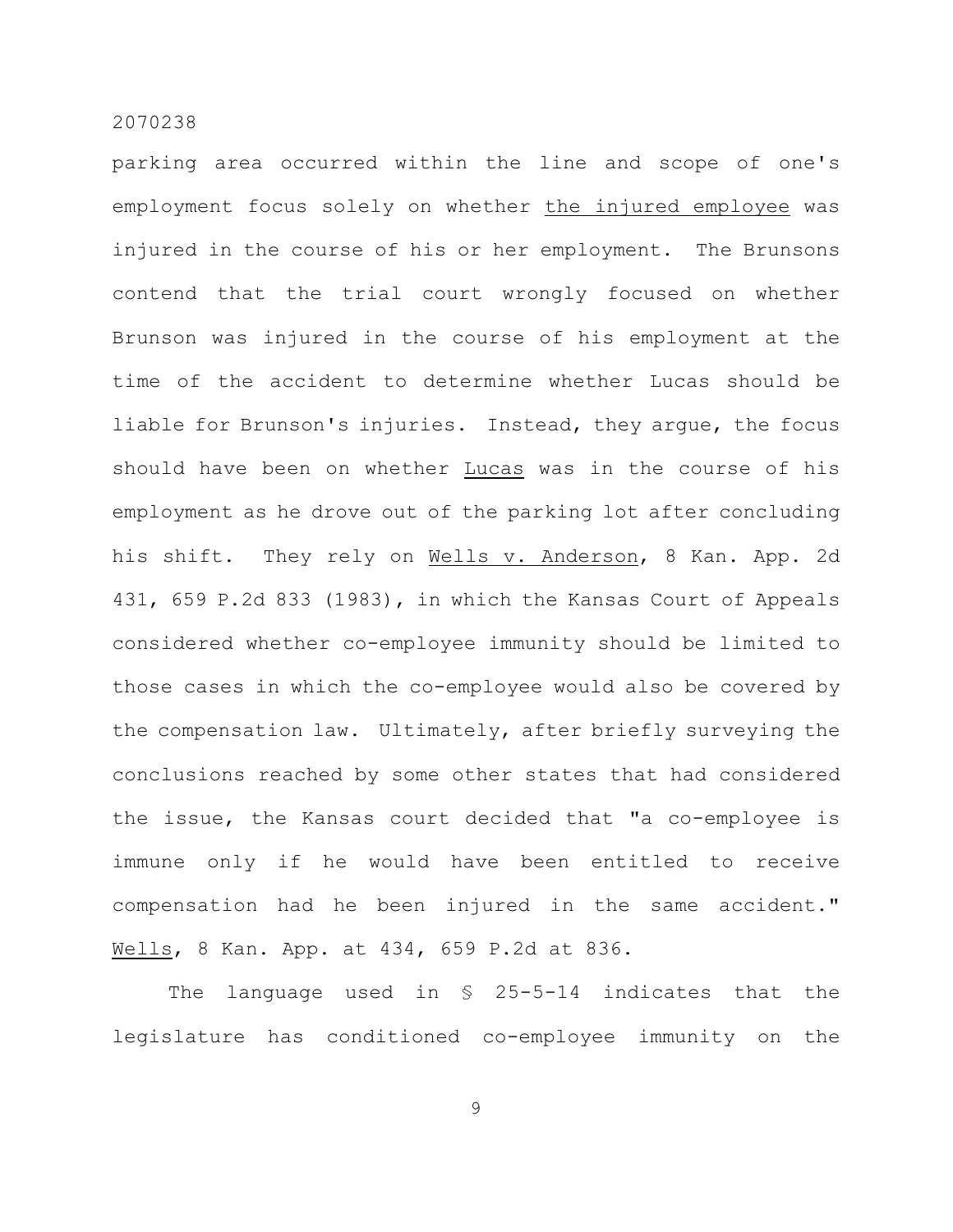parking area occurred within the line and scope of one's employment focus solely on whether _the injured employee_ was injured in the course of his or her employment. The Brunsons contend that the trial court wrongly focused on whether Brunson was injured in the course of his employment at the time of the accident to determine whether Lucas should be liable for Brunson's injuries. Instead, they argue, the focus should have been on whether _Lucas_ was in the course of his employment as he drove out of the parking lot after concluding his shift. They rely on _Wells v. Anderson_, 8 Kan. App. 2d 431, 659 P.2d 833 (1983), in which the Kansas Court of Appeals considered whether co-employee immunity should be limited to those cases in which the co-employee would also be covered by the compensation law. Ultimately, after briefly surveying the conclusions reached by some other states that had considered the issue, the Kansas court decided that "a co-employee is immune only if he would have been entitled to receive compensation had he been injured in the same accident." _Wells_, 8 Kan. App. at 434, 659 P.2d at 836.

The language used in § 25-5-14 indicates that the legislature has conditioned co-employee immunity on the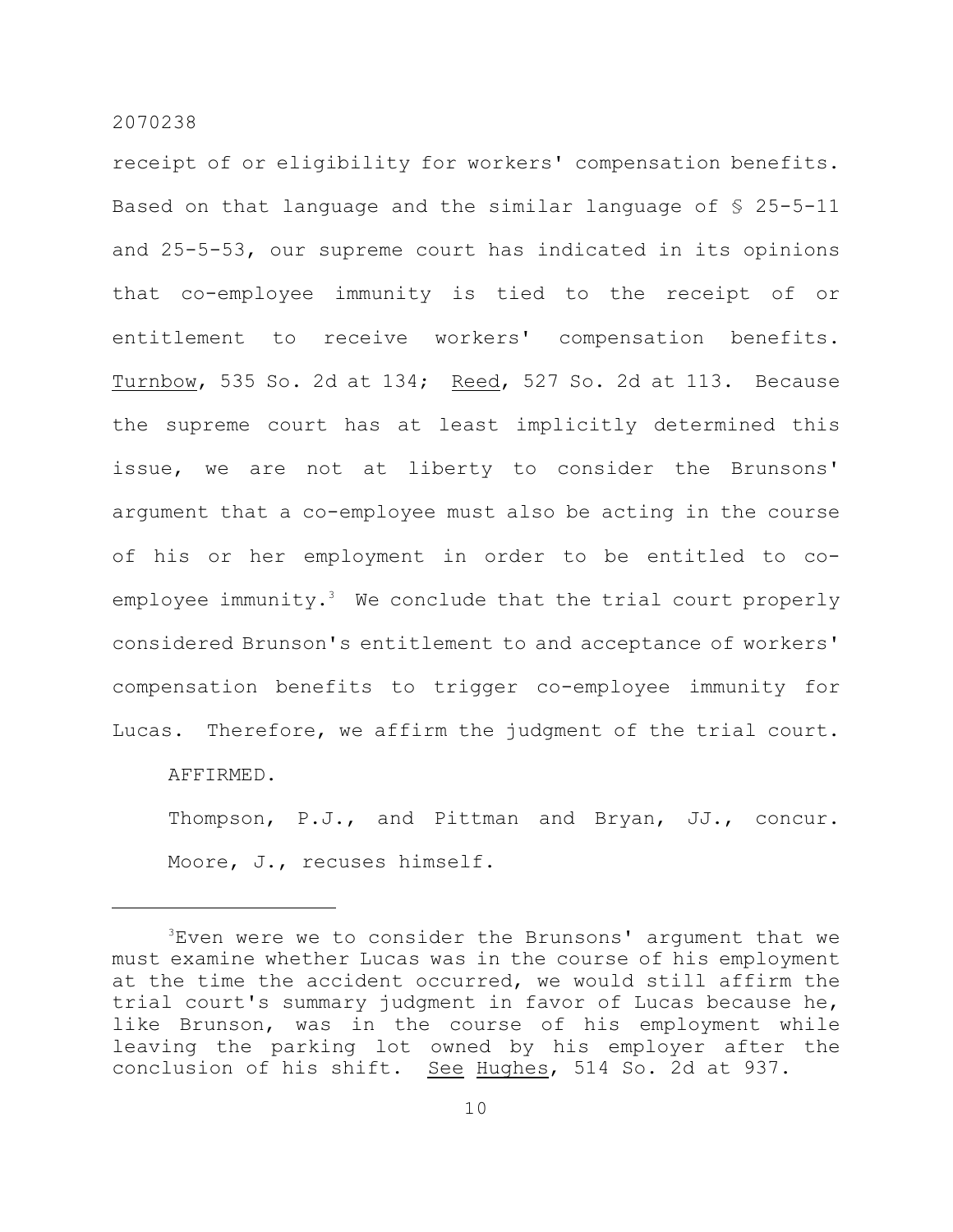receipt of or eligibility for workers' compensation benefits. Based on that language and the similar language of § 25-5-11 and 25-5-53, our supreme court has indicated in its opinions that co-employee immunity is tied to the receipt of or entitlement to receive workers' compensation benefits. Turnbow, 535 So. 2d at 134; Reed, 527 So. 2d at 113. Because the supreme court has at least implicitly determined this issue, we are not at liberty to consider the Brunsons' argument that a co-employee must also be acting in the course of his or her employment in order to be entitled to co-employee immunity.[3] We conclude that the trial court properly considered Brunson's entitlement to and acceptance of workers' compensation benefits to trigger co-employee immunity for Lucas. Therefore, we affirm the judgment of the trial court.

AFFIRMED.

Thompson, P.J., and Pittman and Bryan, JJ., concur.

Moore, J., recuses himself.

---

[3]Even were we to consider the Brunsons' argument that we must examine whether Lucas was in the course of his employment at the time the accident occurred, we would still affirm the trial court's summary judgment in favor of Lucas because he, like Brunson, was in the course of his employment while leaving the parking lot owned by his employer after the conclusion of his shift. See Hughes, 514 So. 2d at 937.